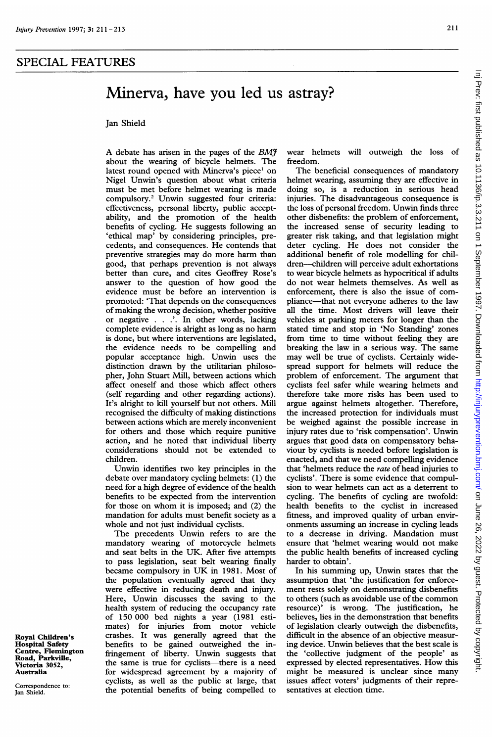## SPECIAL FEATURES

# Minerva, have you led us astray?

Jan Shield

Royal Children's Hospital Safety Centre, Flemington Road, Parkville, Victoria 3052, Australia

Correspondence to: Jan Shield.

A debate has arisen in the pages of the *BMJ* about the wearing of bicycle helmets. The latest round opened with Minerva's piece[1] on Nigel Unwin's question about what criteria must be met before helmet wearing is made compulsory.[2] Unwin suggested four criteria: effectiveness, personal liberty, public acceptability, and the promotion of the health benefits of cycling. He suggests following an 'ethical map' by considering principles, precedents, and consequences. He contends that preventive strategies may do more harm than good, that perhaps prevention is not always better than cure, and cites Geoffrey Rose's answer to the question of how good the evidence must be before an intervention is promoted: 'That depends on the consequences of making the wrong decision, whether positive or negative . . .'. In other words, lacking complete evidence is alright as long as no harm is done, but where interventions are legislated, the evidence needs to be compelling and popular acceptance high. Unwin uses the distinction drawn by the utilitarian philosopher, John Stuart Mill, between actions which affect oneself and those which affect others (self regarding and other regarding actions). It's alright to kill yourself but not others. Mill recognised the difficulty of making distinctions between actions which are merely inconvenient for others and those which require punitive action, and he noted that individual liberty considerations should not be extended to children.

Unwin identifies two key principles in the debate over mandatory cycling helmets: (1) the need for a high degree of evidence of the health benefits to be expected from the intervention for those on whom it is imposed; and (2) the mandation for adults must benefit society as a whole and not just individual cyclists.

The precedents Unwin refers to are the mandatory wearing of motorcycle helmets and seat belts in the UK. After five attempts to pass legislation, seat belt wearing finally became compulsory in UK in 1981. Most of the population eventually agreed that they were effective in reducing death and injury. Here, Unwin discusses the saving to the health system of reducing the occupancy rate of 150 000 bed nights a year (1981 estimates) for injuries from motor vehicle crashes. It was generally agreed that the benefits to be gained outweighed the infringement of liberty. Unwin suggests that the same is true for cyclists—there is a need for widespread agreement by a majority of cyclists, as well as the public at large, that the potential benefits of being compelled to wear helmets will outweigh the loss of freedom.

The beneficial consequences of mandatory helmet wearing, assuming they are effective in doing so, is a reduction in serious head injuries. The disadvantageous consequence is the loss of personal freedom. Unwin finds three other disbenefits: the problem of enforcement, the increased sense of security leading to greater risk taking, and that legislation might deter cycling. He does not consider the additional benefit of role modelling for children—children will perceive adult exhortations to wear bicycle helmets as hypocritical if adults do not wear helmets themselves. As well as enforcement, there is also the issue of compliance—that not everyone adheres to the law all the time. Most drivers will leave their vehicles at parking meters for longer than the stated time and stop in 'No Standing' zones from time to time without feeling they are breaking the law in a serious way. The same may well be true of cyclists. Certainly widespread support for helmets will reduce the problem of enforcement. The argument that cyclists feel safer while wearing helmets and therefore take more risks has been used to argue against helmets altogether. Therefore, the increased protection for individuals must be weighed against the possible increase in injury rates due to 'risk compensation'. Unwin argues that good data on compensatory behaviour by cyclists is needed before legislation is enacted, and that we need compelling evidence that 'helmets reduce the *rate* of head injuries to cyclists'. There is some evidence that compulsion to wear helmets can act as a deterrent to cycling. The benefits of cycling are twofold: health benefits to the cyclist in increased fitness, and improved quality of urban environments assuming an increase in cycling leads to a decrease in driving. Mandation must ensure that 'helmet wearing would not make the public health benefits of increased cycling harder to obtain'.

In his summing up, Unwin states that the assumption that 'the justification for enforcement rests solely on demonstrating disbenefits to others (such as avoidable use of the common resource)' is wrong. The justification, he believes, lies in the demonstration that benefits of legislation clearly outweigh the disbenefits, difficult in the absence of an objective measuring device. Unwin believes that the best scale is the 'collective judgment of the people' as expressed by elected representatives. How this might be measured is unclear since many issues affect voters' judgments of their representatives at election time.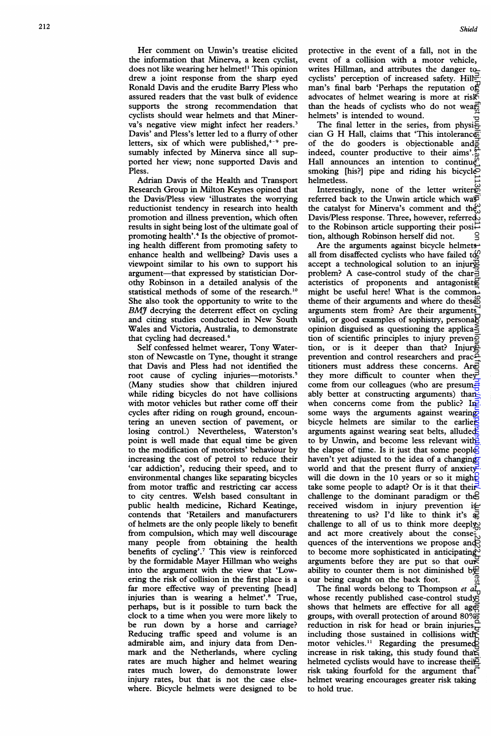Her comment on Unwin's treatise elicited the information that Minerva, a keen cyclist, does not like wearing her helmet![1] This opinion drew a joint response from the sharp eyed Ronald Davis and the erudite Barry Pless who assured readers that the vast bulk of evidence supports the strong recommendation that cyclists should wear helmets and that Minerva's negative view might infect her readers.[3] Davis' and Pless's letter led to a flurry of other letters, six of which were published,[4-9] presumably infected by Minerva since all supported her view; none supported Davis and Pless.

Adrian Davis of the Health and Transport Research Group in Milton Keynes opined that the Davis/Pless view 'illustrates the worrying reductionist tendency in research into health promotion and illness prevention, which often results in sight being lost of the ultimate goal of promoting health'.[4] Is the objective of promoting health different from promoting safety to enhance health and wellbeing? Davis uses a viewpoint similar to his own to support his argument—that expressed by statistician Dorothy Robinson in a detailed analysis of the statistical methods of some of the research.[10] She also took the opportunity to write to the *BMJ* decrying the deterrent effect on cycling and citing studies conducted in New South Wales and Victoria, Australia, to demonstrate that cycling had decreased.[6]

Self confessed helmet wearer, Tony Waterston of Newcastle on Tyne, thought it strange that Davis and Pless had not identified the root cause of cycling injuries—motorists.[5] (Many studies show that children injured while riding bicycles do not have collisions with motor vehicles but rather come off their cycles after riding on rough ground, encountering an uneven section of pavement, or losing control.) Nevertheless, Waterston's point is well made that equal time be given to the modification of motorists' behaviour by increasing the cost of petrol to reduce their 'car addiction', reducing their speed, and to environmental changes like separating bicycles from motor traffic and restricting car access to city centres. Welsh based consultant in public health medicine, Richard Keatinge, contends that 'Retailers and manufacturers of helmets are the only people likely to benefit from compulsion, which may well discourage many people from obtaining the health benefits of cycling'.[7] This view is reinforced by the formidable Mayer Hillman who weighs into the argument with the view that 'Lowering the risk of collision in the first place is a far more effective way of preventing [head] injuries than is wearing a helmet'.[8] True, perhaps, but is it possible to turn back the clock to a time when you were more likely to be run down by a horse and carriage? Reducing traffic speed and volume is an admirable aim, and injury data from Denmark and the Netherlands, where cycling rates are much higher and helmet wearing rates much lower, do demonstrate lower injury rates, but that is not the case elsewhere. Bicycle helmets were designed to be protective in the event of a fall, not in the event of a collision with a motor vehicle, writes Hillman, and attributes the danger to cyclists' perception of increased safety. Hillman's final barb 'Perhaps the reputation of advocates of helmet wearing is more at risk than the heads of cyclists who do not wear helmets' is intended to wound.

The final letter in the series, from physician G H Hall, claims that 'This intolerance of the do gooders is objectionable and, indeed, counter productive to their aims'.[9] Hall announces an intention to continue smoking [his?] pipe and riding his bicycle helmetless.

Interestingly, none of the letter writers referred back to the Unwin article which was the catalyst for Minerva's comment and the Davis/Pless response. Three, however, referred to the Robinson article supporting their position, although Robinson herself did not.

Are the arguments against bicycle helmets all from disaffected cyclists who have failed to accept a technological solution to an injury problem? A case-control study of the characteristics of proponents and antagonists might be useful here! What is the common theme of their arguments and where do these arguments stem from? Are their arguments valid, or good examples of sophistry, personal opinion disguised as questioning the application of scientific principles to injury prevention, or is it deeper than that? Injury prevention and control researchers and practitioners must address these concerns. Are they more difficult to counter when they come from our colleagues (who are presumably better at constructing arguments) than when concerns come from the public? In some ways the arguments against wearing bicycle helmets are similar to the earlier arguments against wearing seat belts, alluded to by Unwin, and become less relevant with the elapse of time. Is it just that some people haven't yet adjusted to the idea of a changing world and that the present flurry of anxiety will die down in the 10 years or so it might take some people to adapt? Or is it that their challenge to the dominant paradigm or the received wisdom in injury prevention is threatening to us? I'd like to think it's a challenge to all of us to think more deeply and act more creatively about the consequences of the interventions we propose and to become more sophisticated in anticipating arguments before they are put so that our ability to counter them is not diminished by our being caught on the back foot.

The final words belong to Thompson *et al*, whose recently published case-control study shows that helmets are effective for all age groups, with overall protection of around 80% reduction in risk for head or brain injuries, including those sustained in collisions with motor vehicles.[11] Regarding the presumed increase in risk taking, this study found that helmeted cyclists would have to increase their risk taking fourfold for the argument that helmet wearing encourages greater risk taking to hold true.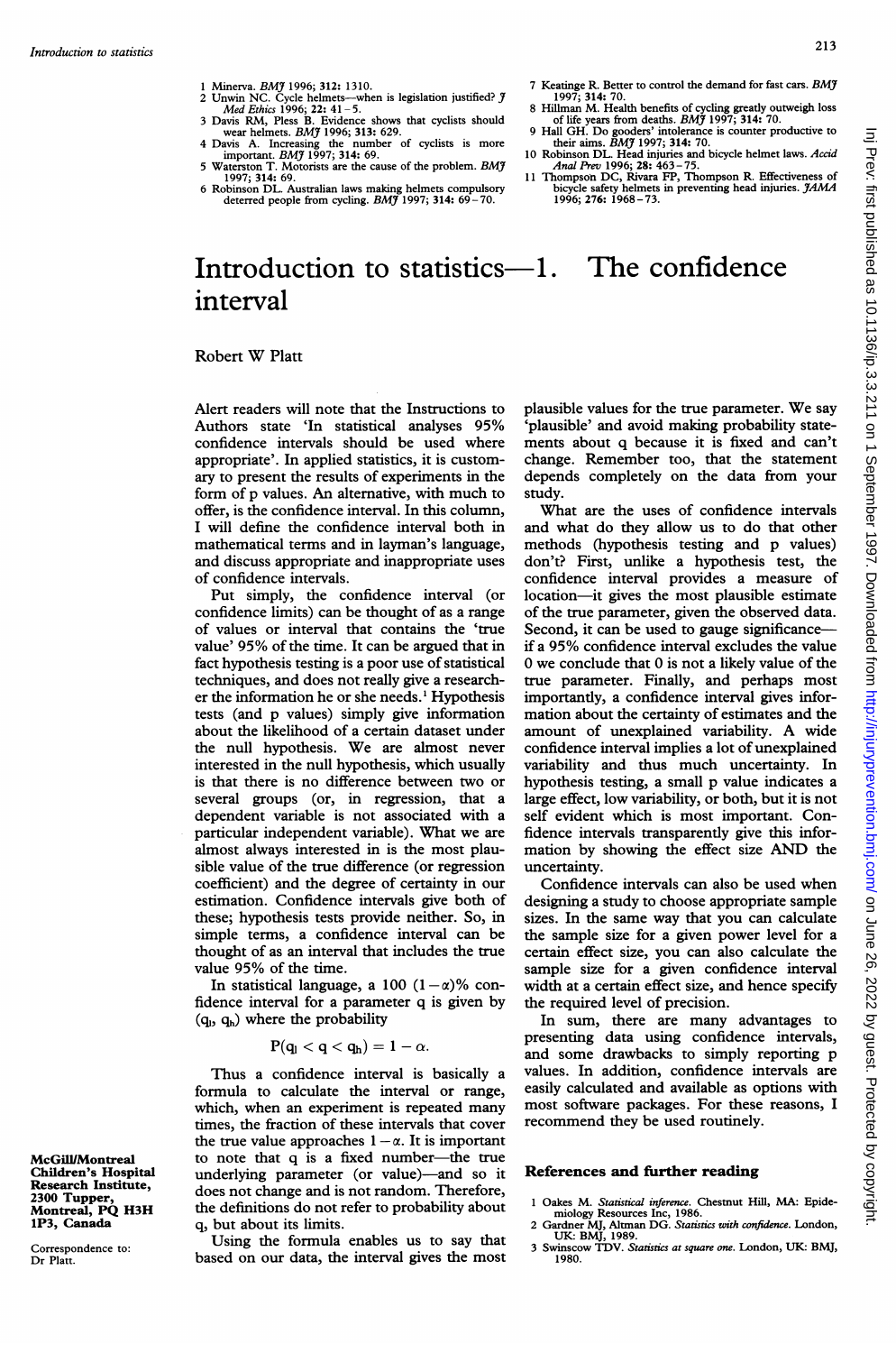1 Minerva. *BMJ* 1996; **312:** 1310.
2 Unwin NC. Cycle helmets—when is legislation justified? *J Med Ethics* 1996; **22:** 41–5.
3 Davis RM, Pless B. Evidence shows that cyclists should wear helmets. *BMJ* 1996; **313:** 629.
4 Davis A. Increasing the number of cyclists is more important. *BMJ* 1997; **314:** 69.
5 Waterston T. Motorists are the cause of the problem. *BMJ* 1997; **314:** 69.
6 Robinson DL. Australian laws making helmets compulsory deterred people from cycling. *BMJ* 1997; **314:** 69–70.
7 Keatinge R. Better to control the demand for fast cars. *BMJ* 1997; **314:** 70.
8 Hillman M. Health benefits of cycling greatly outweigh loss of life years from deaths. *BMJ* 1997; **314:** 70.
9 Hall GH. Do gooders' intolerance is counter productive to their aims. *BMJ* 1997; **314:** 70.
10 Robinson DL. Head injuries and bicycle helmet laws. *Accid Anal Prev* 1996; **28:** 463–75.
11 Thompson DC, Rivara FP, Thompson R. Effectiveness of bicycle safety helmets in preventing head injuries. *JAMA* 1996; **276:** 1968–73.

# Introduction to statistics—1. The confidence interval

Robert W Platt

Alert readers will note that the Instructions to Authors state 'In statistical analyses 95% confidence intervals should be used where appropriate'. In applied statistics, it is customary to present the results of experiments in the form of p values. An alternative, with much to offer, is the confidence interval. In this column, I will define the confidence interval both in mathematical terms and in layman's language, and discuss appropriate and inappropriate uses of confidence intervals.

Put simply, the confidence interval (or confidence limits) can be thought of as a range of values or interval that contains the 'true value' 95% of the time. It can be argued that in fact hypothesis testing is a poor use of statistical techniques, and does not really give a researcher the information he or she needs.[1] Hypothesis tests (and p values) simply give information about the likelihood of a certain dataset under the null hypothesis. We are almost never interested in the null hypothesis, which usually is that there is no difference between two or several groups (or, in regression, that a dependent variable is not associated with a particular independent variable). What we are almost always interested in is the most plausible value of the true difference (or regression coefficient) and the degree of certainty in our estimation. Confidence intervals give both of these; hypothesis tests provide neither. So, in simple terms, a confidence interval can be thought of as an interval that includes the true value 95% of the time.

In statistical language, a $100\,(1-\alpha)\%$ confidence interval for a parameter q is given by $(q_l, q_h)$ where the probability

$$P(q_l < q < q_h) = 1 - \alpha.$$

Thus a confidence interval is basically a formula to calculate the interval or range, which, when an experiment is repeated many times, the fraction of these intervals that cover the true value approaches $1-\alpha$. It is important to note that q is a fixed number—the true underlying parameter (or value)—and so it does not change and is not random. Therefore, the definitions do not refer to probability about q, but about its limits.

Using the formula enables us to say that based on our data, the interval gives the most plausible values for the true parameter. We say 'plausible' and avoid making probability statements about q because it is fixed and can't change. Remember too, that the statement depends completely on the data from your study.

What are the uses of confidence intervals and what do they allow us to do that other methods (hypothesis testing and p values) don't? First, unlike a hypothesis test, the confidence interval provides a measure of location—it gives the most plausible estimate of the true parameter, given the observed data. Second, it can be used to gauge significance—if a 95% confidence interval excludes the value 0 we conclude that 0 is not a likely value of the true parameter. Finally, and perhaps most importantly, a confidence interval gives information about the certainty of estimates and the amount of unexplained variability. A wide confidence interval implies a lot of unexplained variability and thus much uncertainty. In hypothesis testing, a small p value indicates a large effect, low variability, or both, but it is not self evident which is most important. Confidence intervals transparently give this information by showing the effect size AND the uncertainty.

Confidence intervals can also be used when designing a study to choose appropriate sample sizes. In the same way that you can calculate the sample size for a given power level for a certain effect size, you can also calculate the sample size for a given confidence interval width at a certain effect size, and hence specify the required level of precision.

In sum, there are many advantages to presenting data using confidence intervals, and some drawbacks to simply reporting p values. In addition, confidence intervals are easily calculated and available as options with most software packages. For these reasons, I recommend they be used routinely.

**McGill/Montreal Children's Hospital Research Institute, 2300 Tupper, Montreal, PQ H3H 1P3, Canada**

Correspondence to: Dr Platt.

## References and further reading

1 Oakes M. *Statistical inference.* Chestnut Hill, MA: Epidemiology Resources Inc, 1986.
2 Gardner MJ, Altman DG. *Statistics with confidence.* London, UK: BMJ, 1989.
3 Swinscow TDV. *Statistics at square one.* London, UK: BMJ, 1980.